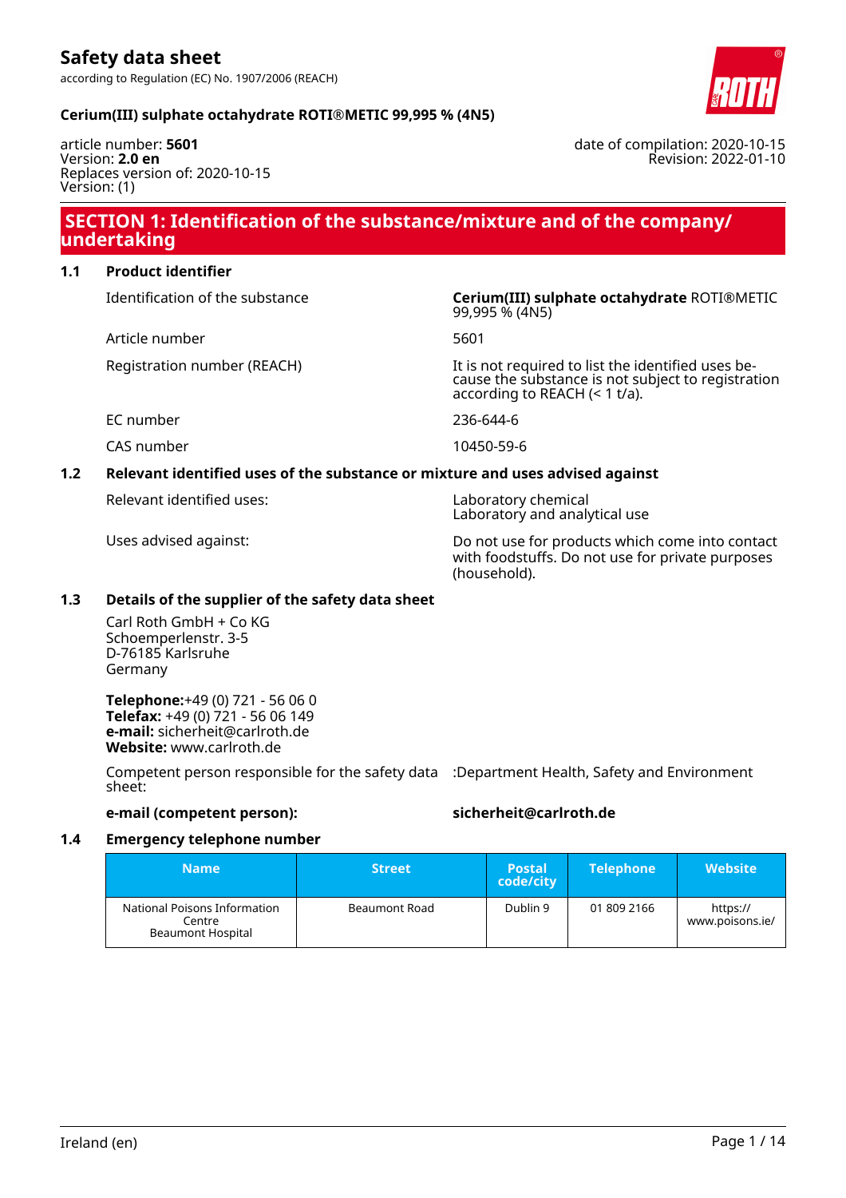# Safety data sheet

according to Regulation (EC) No. 1907/2006 (REACH)

**Cerium(III) sulphate octahydrate ROTI®METIC 99,995 % (4N5)**

article number: **5601**
Version: **2.0 en**
Replaces version of: 2020-10-15
Version: (1)

date of compilation: 2020-10-15
Revision: 2022-01-10

## SECTION 1: Identification of the substance/mixture and of the company/undertaking

### 1.1 Product identifier

| | |
|---|---|
| Identification of the substance | **Cerium(III) sulphate octahydrate** ROTI®METIC 99,995 % (4N5) |
| Article number | 5601 |
| Registration number (REACH) | It is not required to list the identified uses because the substance is not subject to registration according to REACH (< 1 t/a). |
| EC number | 236-644-6 |
| CAS number | 10450-59-6 |

### 1.2 Relevant identified uses of the substance or mixture and uses advised against

| | |
|---|---|
| Relevant identified uses: | Laboratory chemical<br>Laboratory and analytical use |
| Uses advised against: | Do not use for products which come into contact with foodstuffs. Do not use for private purposes (household). |

### 1.3 Details of the supplier of the safety data sheet

Carl Roth GmbH + Co KG
Schoemperlenstr. 3-5
D-76185 Karlsruhe
Germany

**Telephone:**+49 (0) 721 - 56 06 0
**Telefax:** +49 (0) 721 - 56 06 149
**e-mail:** sicherheit@carlroth.de
**Website:** www.carlroth.de

| | |
|---|---|
| Competent person responsible for the safety data sheet: | :Department Health, Safety and Environment |
| **e-mail (competent person):** | **sicherheit@carlroth.de** |

### 1.4 Emergency telephone number

| Name | Street | Postal code/city | Telephone | Website |
|---|---|---|---|---|
| National Poisons Information Centre<br>Beaumont Hospital | Beaumont Road | Dublin 9 | 01 809 2166 | https://www.poisons.ie/ |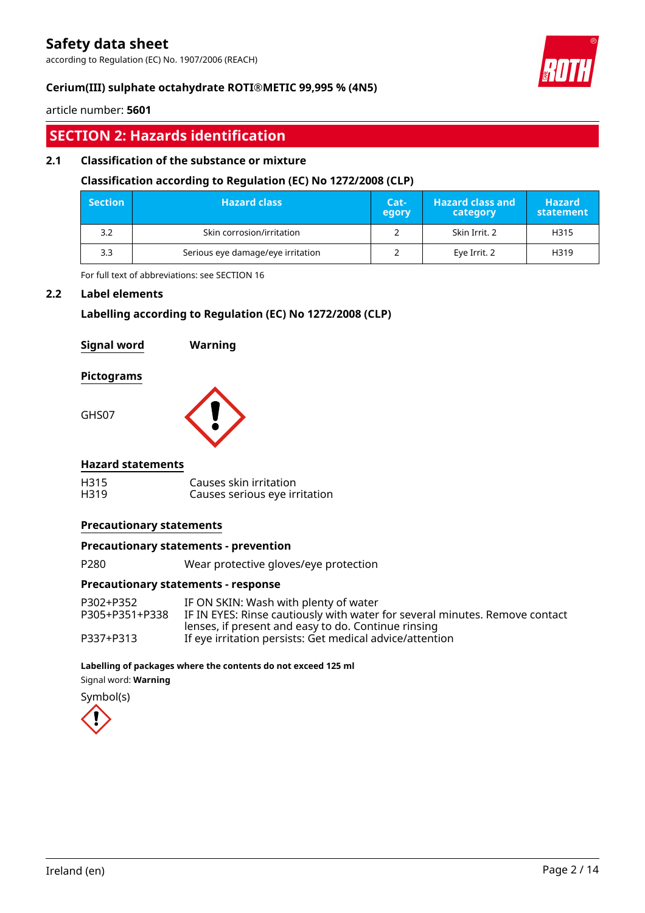## SECTION 2: Hazards identification

### 2.1 Classification of the substance or mixture

#### Classification according to Regulation (EC) No 1272/2008 (CLP)

| Section | Hazard class | Category | Hazard class and category | Hazard statement |
|---|---|---|---|---|
| 3.2 | Skin corrosion/irritation | 2 | Skin Irrit. 2 | H315 |
| 3.3 | Serious eye damage/eye irritation | 2 | Eye Irrit. 2 | H319 |

For full text of abbreviations: see SECTION 16

### 2.2 Label elements

#### Labelling according to Regulation (EC) No 1272/2008 (CLP)

**Signal word** Warning

**Pictograms**

GHS07

**Hazard statements**

H315 Causes skin irritation
H319 Causes serious eye irritation

**Precautionary statements**

**Precautionary statements - prevention**

P280 Wear protective gloves/eye protection

**Precautionary statements - response**

P302+P352 IF ON SKIN: Wash with plenty of water
P305+P351+P338 IF IN EYES: Rinse cautiously with water for several minutes. Remove contact lenses, if present and easy to do. Continue rinsing
P337+P313 If eye irritation persists: Get medical advice/attention

**Labelling of packages where the contents do not exceed 125 ml**

Signal word: **Warning**

Symbol(s)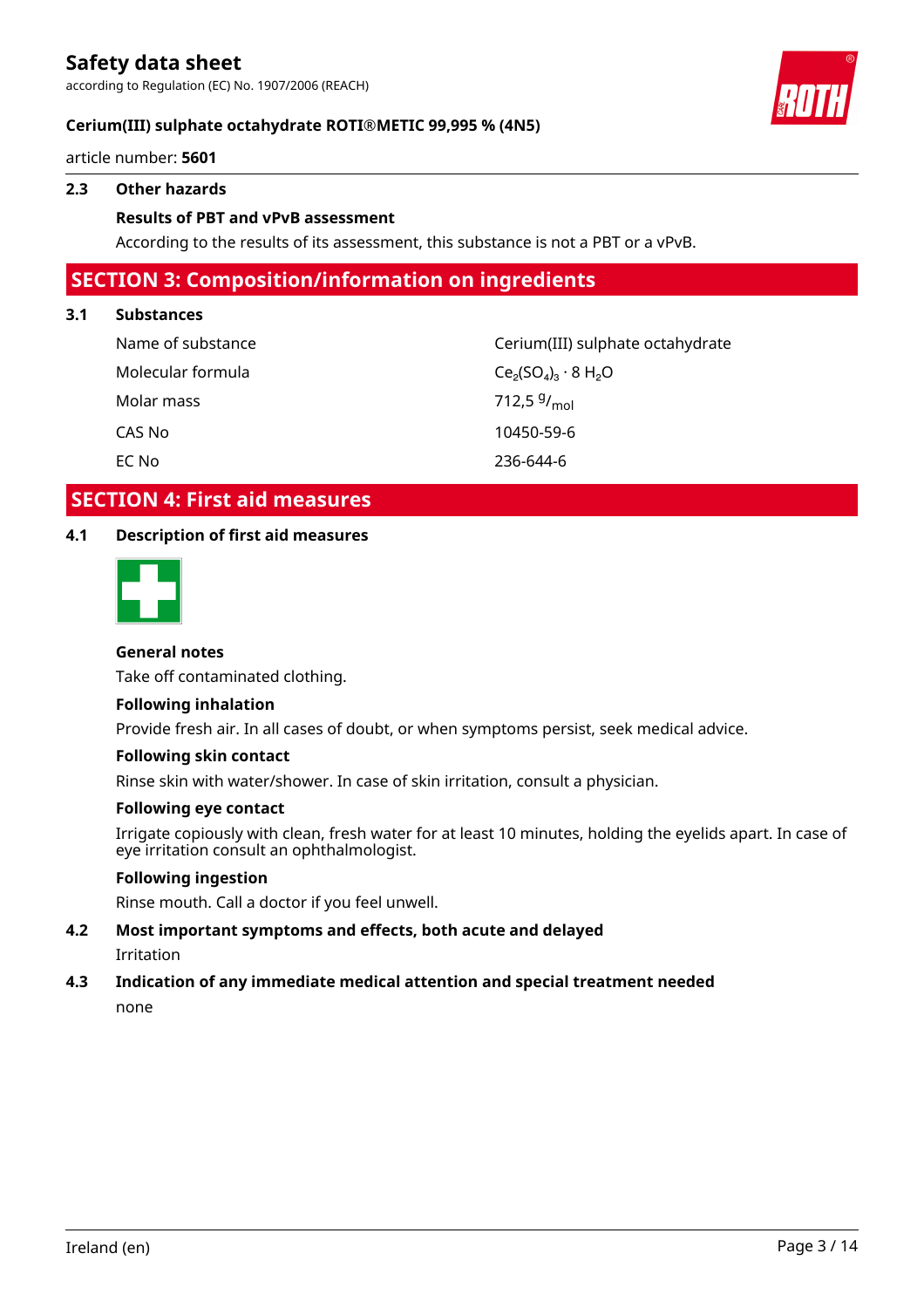### 2.3 Other hazards

**Results of PBT and vPvB assessment**

According to the results of its assessment, this substance is not a PBT or a vPvB.

## SECTION 3: Composition/information on ingredients

### 3.1 Substances

| | |
|---|---|
| Name of substance | Cerium(III) sulphate octahydrate |
| Molecular formula | $Ce_2(SO_4)_3 \cdot 8\ H_2O$ |
| Molar mass | 712,5 $^{g}/_{mol}$ |
| CAS No | 10450-59-6 |
| EC No | 236-644-6 |

## SECTION 4: First aid measures

### 4.1 Description of first aid measures

**General notes**

Take off contaminated clothing.

**Following inhalation**

Provide fresh air. In all cases of doubt, or when symptoms persist, seek medical advice.

**Following skin contact**

Rinse skin with water/shower. In case of skin irritation, consult a physician.

**Following eye contact**

Irrigate copiously with clean, fresh water for at least 10 minutes, holding the eyelids apart. In case of eye irritation consult an ophthalmologist.

**Following ingestion**

Rinse mouth. Call a doctor if you feel unwell.

### 4.2 Most important symptoms and effects, both acute and delayed

Irritation

### 4.3 Indication of any immediate medical attention and special treatment needed

none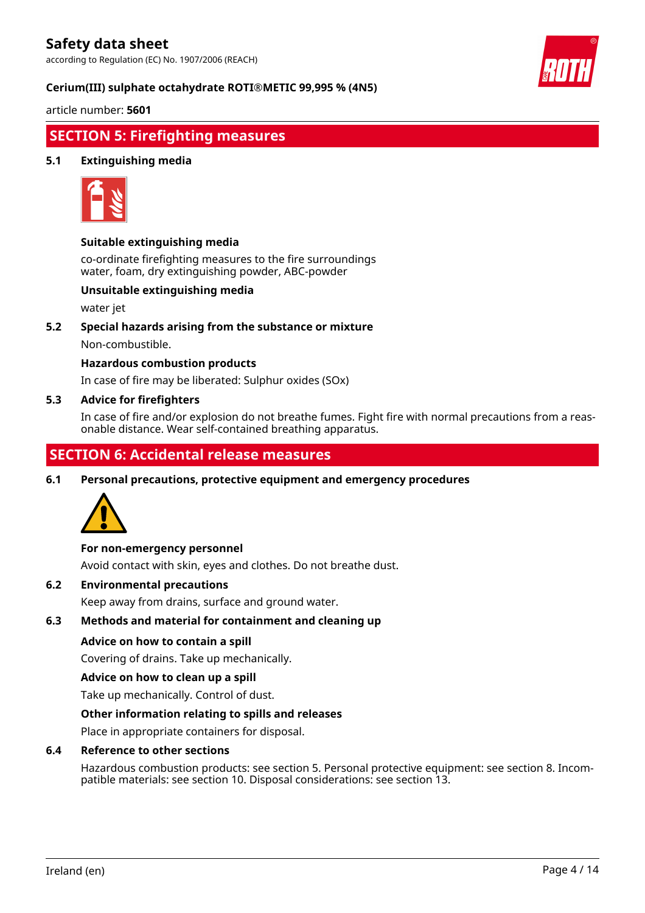## SECTION 5: Firefighting measures

### 5.1 Extinguishing media

**Suitable extinguishing media**

co-ordinate firefighting measures to the fire surroundings
water, foam, dry extinguishing powder, ABC-powder

**Unsuitable extinguishing media**

water jet

### 5.2 Special hazards arising from the substance or mixture

Non-combustible.

**Hazardous combustion products**

In case of fire may be liberated: Sulphur oxides (SOx)

### 5.3 Advice for firefighters

In case of fire and/or explosion do not breathe fumes. Fight fire with normal precautions from a reasonable distance. Wear self-contained breathing apparatus.

## SECTION 6: Accidental release measures

### 6.1 Personal precautions, protective equipment and emergency procedures

**For non-emergency personnel**

Avoid contact with skin, eyes and clothes. Do not breathe dust.

### 6.2 Environmental precautions

Keep away from drains, surface and ground water.

### 6.3 Methods and material for containment and cleaning up

**Advice on how to contain a spill**

Covering of drains. Take up mechanically.

**Advice on how to clean up a spill**

Take up mechanically. Control of dust.

**Other information relating to spills and releases**

Place in appropriate containers for disposal.

### 6.4 Reference to other sections

Hazardous combustion products: see section 5. Personal protective equipment: see section 8. Incompatible materials: see section 10. Disposal considerations: see section 13.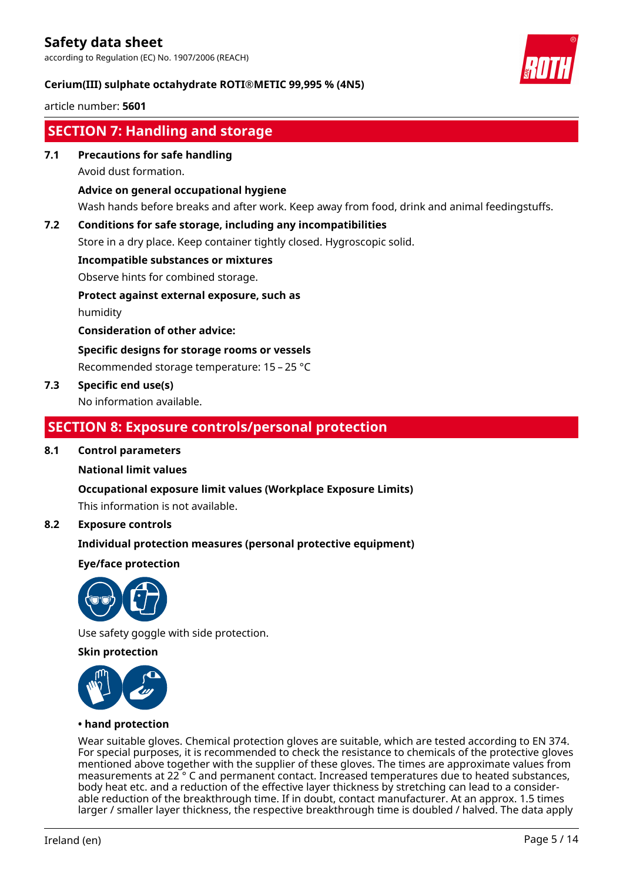## SECTION 7: Handling and storage

### 7.1 Precautions for safe handling

Avoid dust formation.

**Advice on general occupational hygiene**

Wash hands before breaks and after work. Keep away from food, drink and animal feedingstuffs.

### 7.2 Conditions for safe storage, including any incompatibilities

Store in a dry place. Keep container tightly closed. Hygroscopic solid.

**Incompatible substances or mixtures**

Observe hints for combined storage.

**Protect against external exposure, such as**

humidity

**Consideration of other advice:**

**Specific designs for storage rooms or vessels**

Recommended storage temperature: 15 – 25 °C

### 7.3 Specific end use(s)

No information available.

## SECTION 8: Exposure controls/personal protection

### 8.1 Control parameters

**National limit values**

**Occupational exposure limit values (Workplace Exposure Limits)**

This information is not available.

### 8.2 Exposure controls

**Individual protection measures (personal protective equipment)**

**Eye/face protection**

Use safety goggle with side protection.

**Skin protection**

**• hand protection**

Wear suitable gloves. Chemical protection gloves are suitable, which are tested according to EN 374. For special purposes, it is recommended to check the resistance to chemicals of the protective gloves mentioned above together with the supplier of these gloves. The times are approximate values from measurements at 22 ° C and permanent contact. Increased temperatures due to heated substances, body heat etc. and a reduction of the effective layer thickness by stretching can lead to a considerable reduction of the breakthrough time. If in doubt, contact manufacturer. At an approx. 1.5 times larger / smaller layer thickness, the respective breakthrough time is doubled / halved. The data apply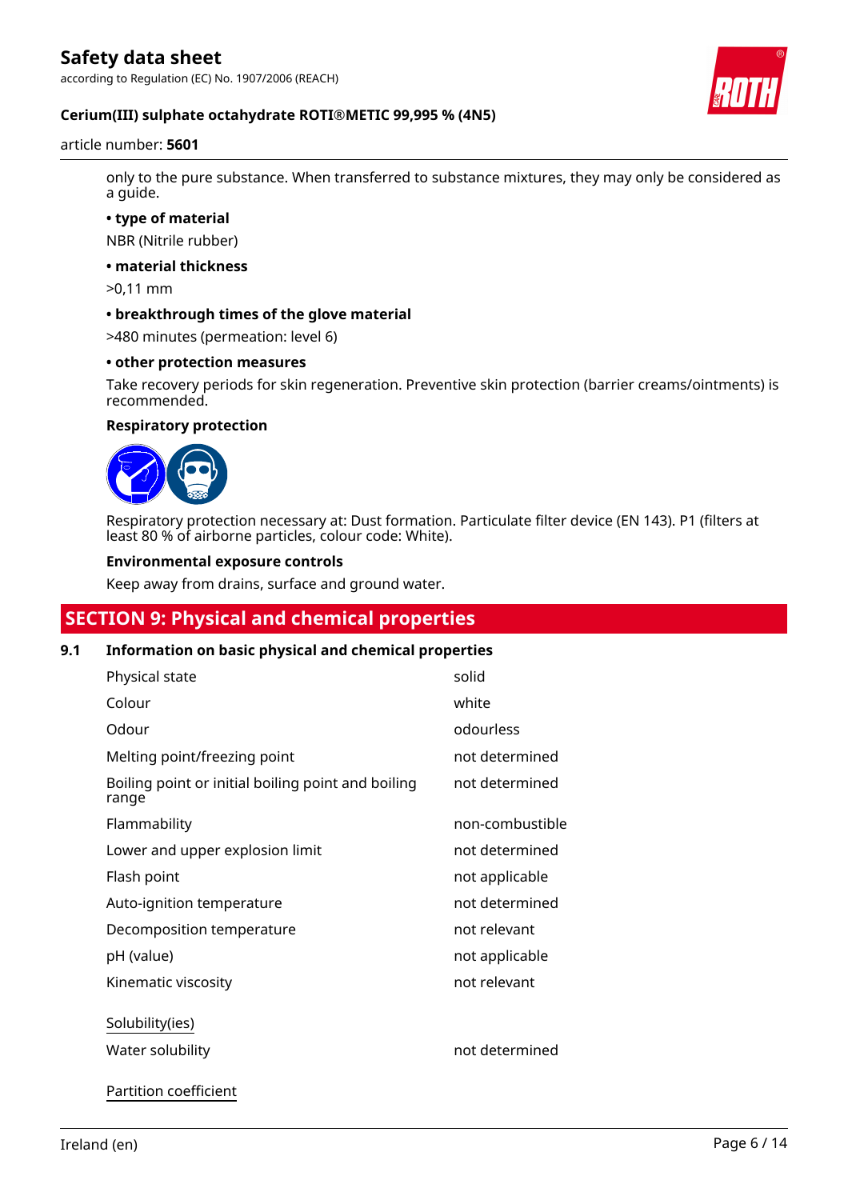only to the pure substance. When transferred to substance mixtures, they may only be considered as a guide.

**• type of material**

NBR (Nitrile rubber)

**• material thickness**

>0,11 mm

**• breakthrough times of the glove material**

>480 minutes (permeation: level 6)

**• other protection measures**

Take recovery periods for skin regeneration. Preventive skin protection (barrier creams/ointments) is recommended.

**Respiratory protection**

Respiratory protection necessary at: Dust formation. Particulate filter device (EN 143). P1 (filters at least 80 % of airborne particles, colour code: White).

**Environmental exposure controls**

Keep away from drains, surface and ground water.

## SECTION 9: Physical and chemical properties

### 9.1 Information on basic physical and chemical properties

| | |
|---|---|
| Physical state | solid |
| Colour | white |
| Odour | odourless |
| Melting point/freezing point | not determined |
| Boiling point or initial boiling point and boiling range | not determined |
| Flammability | non-combustible |
| Lower and upper explosion limit | not determined |
| Flash point | not applicable |
| Auto-ignition temperature | not determined |
| Decomposition temperature | not relevant |
| pH (value) | not applicable |
| Kinematic viscosity | not relevant |

Solubility(ies)

| | |
|---|---|
| Water solubility | not determined |

Partition coefficient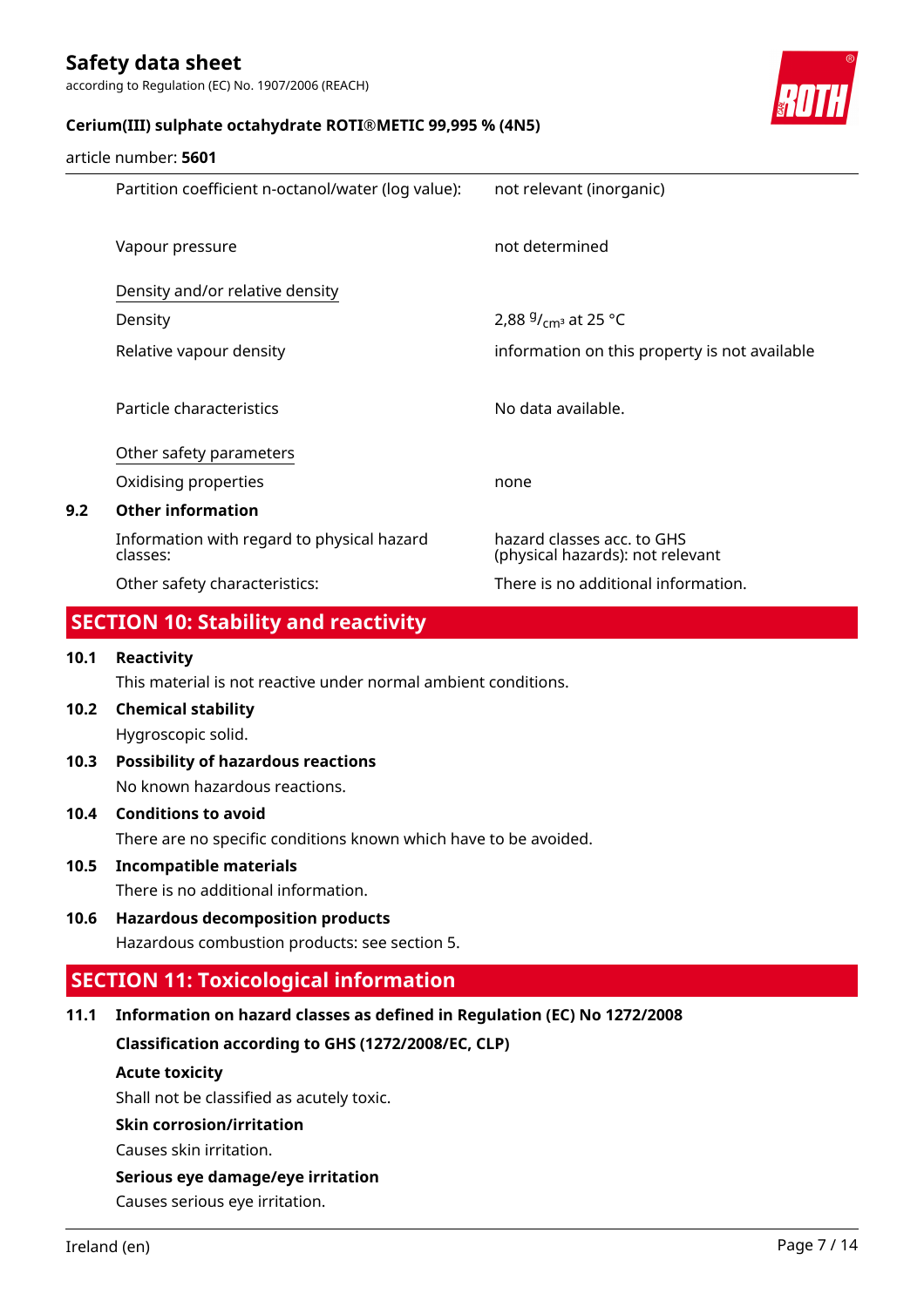| | |
|---|---|
| Partition coefficient n-octanol/water (log value): | not relevant (inorganic) |
| Vapour pressure | not determined |
| Density and/or relative density | |
| Density | 2,88 $^{g}/_{cm^3}$ at 25 °C |
| Relative vapour density | information on this property is not available |
| Particle characteristics | No data available. |
| Other safety parameters | |
| Oxidising properties | none |

**9.2 Other information**

| | |
|---|---|
| Information with regard to physical hazard classes: | hazard classes acc. to GHS (physical hazards): not relevant |
| Other safety characteristics: | There is no additional information. |

## SECTION 10: Stability and reactivity

**10.1 Reactivity**

This material is not reactive under normal ambient conditions.

**10.2 Chemical stability**

Hygroscopic solid.

**10.3 Possibility of hazardous reactions**

No known hazardous reactions.

**10.4 Conditions to avoid**

There are no specific conditions known which have to be avoided.

**10.5 Incompatible materials**

There is no additional information.

**10.6 Hazardous decomposition products**

Hazardous combustion products: see section 5.

## SECTION 11: Toxicological information

**11.1 Information on hazard classes as defined in Regulation (EC) No 1272/2008**

**Classification according to GHS (1272/2008/EC, CLP)**

**Acute toxicity**

Shall not be classified as acutely toxic.

**Skin corrosion/irritation**

Causes skin irritation.

**Serious eye damage/eye irritation**

Causes serious eye irritation.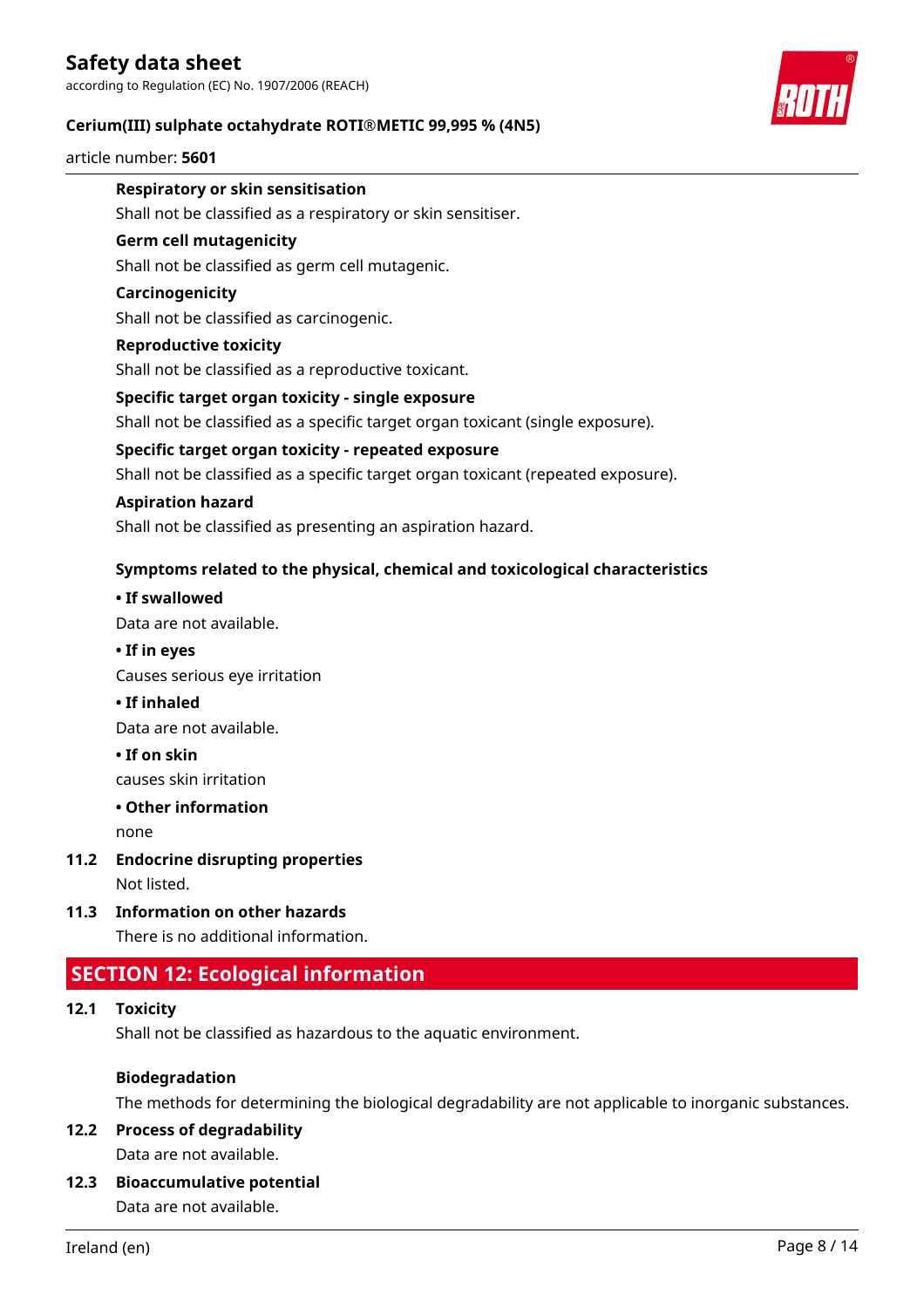**Respiratory or skin sensitisation**

Shall not be classified as a respiratory or skin sensitiser.

**Germ cell mutagenicity**

Shall not be classified as germ cell mutagenic.

**Carcinogenicity**

Shall not be classified as carcinogenic.

**Reproductive toxicity**

Shall not be classified as a reproductive toxicant.

**Specific target organ toxicity - single exposure**

Shall not be classified as a specific target organ toxicant (single exposure).

**Specific target organ toxicity - repeated exposure**

Shall not be classified as a specific target organ toxicant (repeated exposure).

**Aspiration hazard**

Shall not be classified as presenting an aspiration hazard.

**Symptoms related to the physical, chemical and toxicological characteristics**

**• If swallowed**

Data are not available.

**• If in eyes**

Causes serious eye irritation

**• If inhaled**

Data are not available.

**• If on skin**

causes skin irritation

**• Other information**

none

### 11.2 Endocrine disrupting properties

Not listed.

### 11.3 Information on other hazards

There is no additional information.

## SECTION 12: Ecological information

### 12.1 Toxicity

Shall not be classified as hazardous to the aquatic environment.

**Biodegradation**

The methods for determining the biological degradability are not applicable to inorganic substances.

### 12.2 Process of degradability

Data are not available.

### 12.3 Bioaccumulative potential

Data are not available.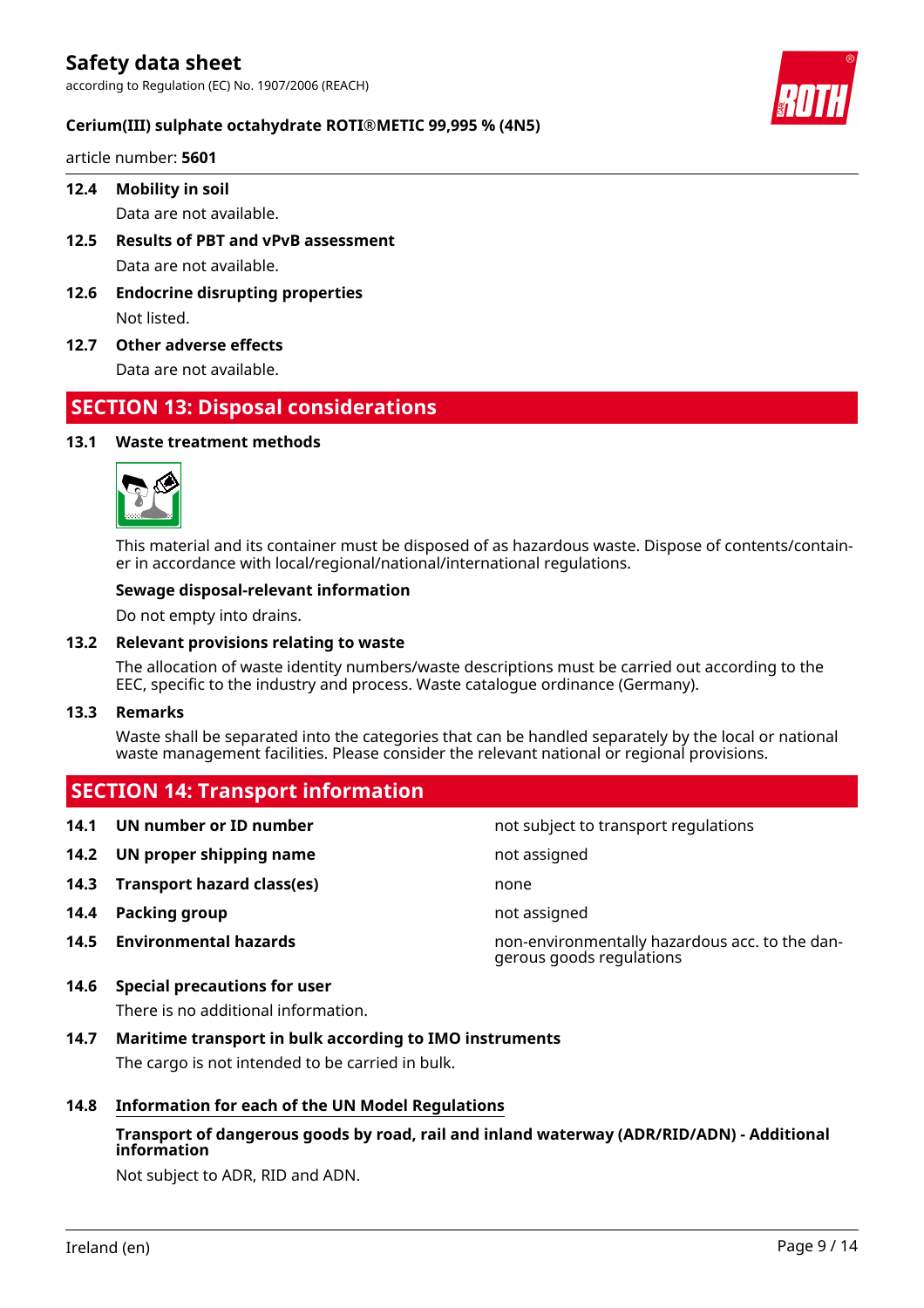### 12.4 Mobility in soil

Data are not available.

### 12.5 Results of PBT and vPvB assessment

Data are not available.

### 12.6 Endocrine disrupting properties

Not listed.

### 12.7 Other adverse effects

Data are not available.

## SECTION 13: Disposal considerations

### 13.1 Waste treatment methods

This material and its container must be disposed of as hazardous waste. Dispose of contents/container in accordance with local/regional/national/international regulations.

**Sewage disposal-relevant information**

Do not empty into drains.

### 13.2 Relevant provisions relating to waste

The allocation of waste identity numbers/waste descriptions must be carried out according to the EEC, specific to the industry and process. Waste catalogue ordinance (Germany).

### 13.3 Remarks

Waste shall be separated into the categories that can be handled separately by the local or national waste management facilities. Please consider the relevant national or regional provisions.

## SECTION 14: Transport information

| | | |
|---|---|---|
| **14.1** | **UN number or ID number** | not subject to transport regulations |
| **14.2** | **UN proper shipping name** | not assigned |
| **14.3** | **Transport hazard class(es)** | none |
| **14.4** | **Packing group** | not assigned |
| **14.5** | **Environmental hazards** | non-environmentally hazardous acc. to the dangerous goods regulations |

### 14.6 Special precautions for user

There is no additional information.

### 14.7 Maritime transport in bulk according to IMO instruments

The cargo is not intended to be carried in bulk.

### 14.8 Information for each of the UN Model Regulations

**Transport of dangerous goods by road, rail and inland waterway (ADR/RID/ADN) - Additional information**

Not subject to ADR, RID and ADN.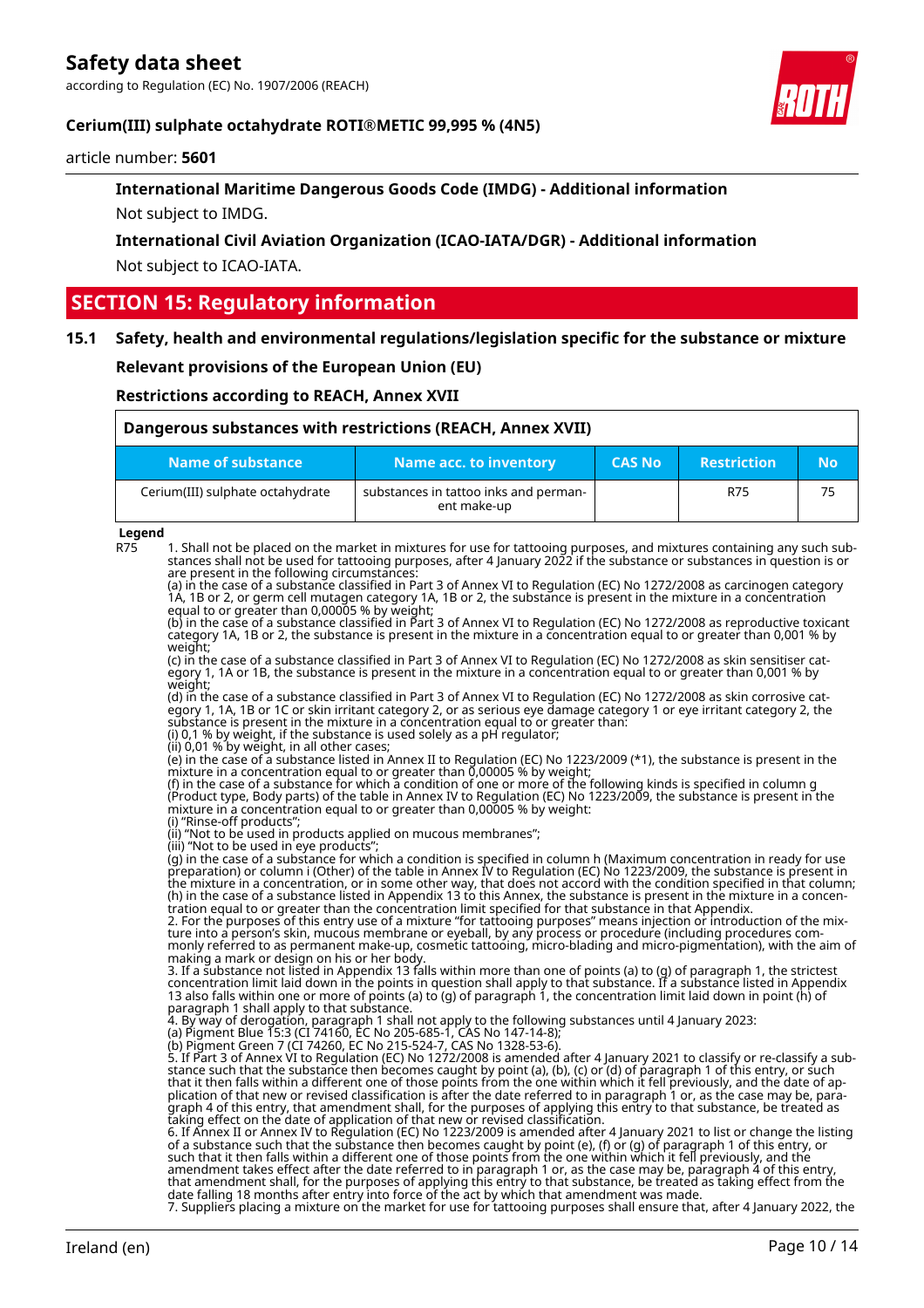#### International Maritime Dangerous Goods Code (IMDG) - Additional information

Not subject to IMDG.

#### International Civil Aviation Organization (ICAO-IATA/DGR) - Additional information

Not subject to ICAO-IATA.

## SECTION 15: Regulatory information

### 15.1 Safety, health and environmental regulations/legislation specific for the substance or mixture

**Relevant provisions of the European Union (EU)**

**Restrictions according to REACH, Annex XVII**

**Dangerous substances with restrictions (REACH, Annex XVII)**

| Name of substance | Name acc. to inventory | CAS No | Restriction | No |
|---|---|---|---|---|
| Cerium(III) sulphate octahydrate | substances in tattoo inks and permanent make-up | | R75 | 75 |

**Legend**

R75 1. Shall not be placed on the market in mixtures for use for tattooing purposes, and mixtures containing any such substances shall not be used for tattooing purposes, after 4 January 2022 if the substance or substances in question is or are present in the following circumstances:
(a) in the case of a substance classified in Part 3 of Annex VI to Regulation (EC) No 1272/2008 as carcinogen category 1A, 1B or 2, or germ cell mutagen category 1A, 1B or 2, the substance is present in the mixture in a concentration equal to or greater than 0,00005 % by weight;
(b) in the case of a substance classified in Part 3 of Annex VI to Regulation (EC) No 1272/2008 as reproductive toxicant category 1A, 1B or 2, the substance is present in the mixture in a concentration equal to or greater than 0,001 % by weight;
(c) in the case of a substance classified in Part 3 of Annex VI to Regulation (EC) No 1272/2008 as skin sensitiser category 1, 1A or 1B, the substance is present in the mixture in a concentration equal to or greater than 0,001 % by weight;
(d) in the case of a substance classified in Part 3 of Annex VI to Regulation (EC) No 1272/2008 as skin corrosive category 1, 1A, 1B or 1C or skin irritant category 2, or as serious eye damage category 1 or eye irritant category 2, the substance is present in the mixture in a concentration equal to or greater than:
(i) 0,1 % by weight, if the substance is used solely as a pH regulator;
(ii) 0,01 % by weight, in all other cases;
(e) in the case of a substance listed in Annex II to Regulation (EC) No 1223/2009 (*1), the substance is present in the mixture in a concentration equal to or greater than 0,00005 % by weight;
(f) in the case of a substance for which a condition of one or more of the following kinds is specified in column g (Product type, Body parts) of the table in Annex IV to Regulation (EC) No 1223/2009, the substance is present in the mixture in a concentration equal to or greater than 0,00005 % by weight:
(i) "Rinse-off products";
(ii) "Not to be used in products applied on mucous membranes";
(iii) "Not to be used in eye products";
(g) in the case of a substance for which a condition is specified in column h (Maximum concentration in ready for use preparation) or column i (Other) of the table in Annex IV to Regulation (EC) No 1223/2009, the substance is present in the mixture in a concentration, or in some other way, that does not accord with the condition specified in that column;
(h) in the case of a substance listed in Appendix 13 to this Annex, the substance is present in the mixture in a concentration equal to or greater than the concentration limit specified for that substance in that Appendix.
2. For the purposes of this entry use of a mixture "for tattooing purposes" means injection or introduction of the mixture into a person's skin, mucous membrane or eyeball, by any process or procedure (including procedures commonly referred to as permanent make-up, cosmetic tattooing, micro-blading and micro-pigmentation), with the aim of making a mark or design on his or her body.
3. If a substance not listed in Appendix 13 falls within more than one of points (a) to (g) of paragraph 1, the strictest concentration limit laid down in the points in question shall apply to that substance. If a substance listed in Appendix 13 also falls within one or more of points (a) to (g) of paragraph 1, the concentration limit laid down in point (h) of paragraph 1 shall apply to that substance.
4. By way of derogation, paragraph 1 shall not apply to the following substances until 4 January 2023:
(a) Pigment Blue 15:3 (CI 74160, EC No 205-685-1, CAS No 147-14-8);
(b) Pigment Green 7 (CI 74260, EC No 215-524-7, CAS No 1328-53-6).
5. If Part 3 of Annex VI to Regulation (EC) No 1272/2008 is amended after 4 January 2021 to classify or re-classify a substance such that the substance then becomes caught by point (a), (b), (c) or (d) of paragraph 1 of this entry, or such that it then falls within a different one of those points from the one within which it fell previously, and the date of application of that new or revised classification is after the date referred to in paragraph 1 or, as the case may be, paragraph 4 of this entry, that amendment shall, for the purposes of applying this entry to that substance, be treated as taking effect on the date of application of that new or revised classification.
6. If Annex II or Annex IV to Regulation (EC) No 1223/2009 is amended after 4 January 2021 to list or change the listing of a substance such that the substance then becomes caught by point (e), (f) or (g) of paragraph 1 of this entry, or such that it then falls within a different one of those points from the one within which it fell previously, and the amendment takes effect after the date referred to in paragraph 1 or, as the case may be, paragraph 4 of this entry, that amendment shall, for the purposes of applying this entry to that substance, be treated as taking effect from the date falling 18 months after entry into force of the act by which that amendment was made.
7. Suppliers placing a mixture on the market for use for tattooing purposes shall ensure that, after 4 January 2022, the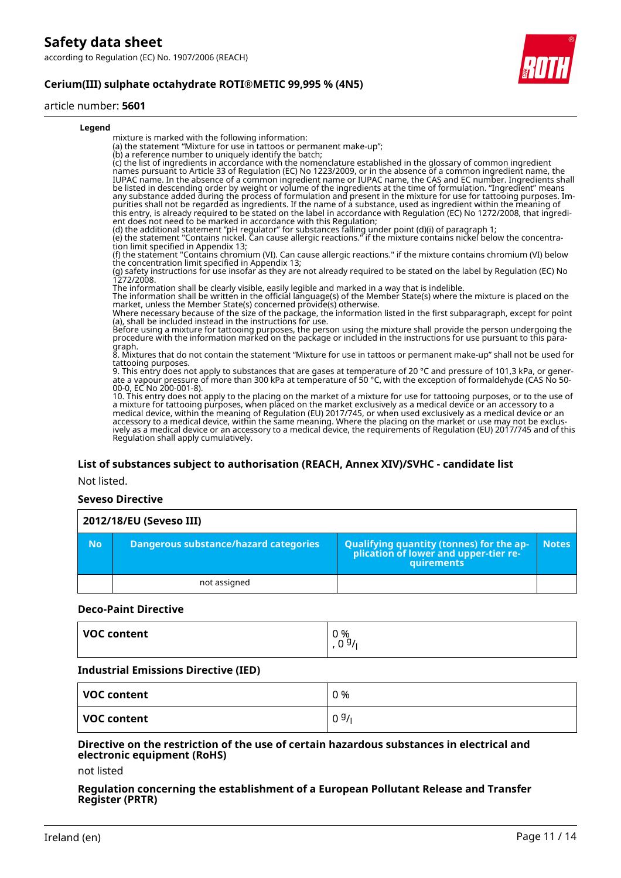**Legend**

mixture is marked with the following information:
(a) the statement "Mixture for use in tattoos or permanent make-up";
(b) a reference number to uniquely identify the batch;
(c) the list of ingredients in accordance with the nomenclature established in the glossary of common ingredient names pursuant to Article 33 of Regulation (EC) No 1223/2009, or in the absence of a common ingredient name, the IUPAC name. In the absence of a common ingredient name or IUPAC name, the CAS and EC number. Ingredients shall be listed in descending order by weight or volume of the ingredients at the time of formulation. "Ingredient" means any substance added during the process of formulation and present in the mixture for use for tattooing purposes. Impurities shall not be regarded as ingredients. If the name of a substance, used as ingredient within the meaning of this entry, is already required to be stated on the label in accordance with Regulation (EC) No 1272/2008, that ingredient does not need to be marked in accordance with this Regulation;
(d) the additional statement "pH regulator" for substances falling under point (d)(i) of paragraph 1;
(e) the statement "Contains nickel. Can cause allergic reactions." if the mixture contains nickel below the concentration limit specified in Appendix 13;
(f) the statement "Contains chromium (VI). Can cause allergic reactions." if the mixture contains chromium (VI) below the concentration limit specified in Appendix 13;
(g) safety instructions for use insofar as they are not already required to be stated on the label by Regulation (EC) No 1272/2008.
The information shall be clearly visible, easily legible and marked in a way that is indelible.
The information shall be written in the official language(s) of the Member State(s) where the mixture is placed on the market, unless the Member State(s) concerned provide(s) otherwise.
Where necessary because of the size of the package, the information listed in the first subparagraph, except for point (a), shall be included instead in the instructions for use.
Before using a mixture for tattooing purposes, the person using the mixture shall provide the person undergoing the procedure with the information marked on the package or included in the instructions for use pursuant to this paragraph.
8. Mixtures that do not contain the statement "Mixture for use in tattoos or permanent make-up" shall not be used for tattooing purposes.
9. This entry does not apply to substances that are gases at temperature of 20 °C and pressure of 101,3 kPa, or generate a vapour pressure of more than 300 kPa at temperature of 50 °C, with the exception of formaldehyde (CAS No 50-00-0, EC No 200-001-8).
10. This entry does not apply to the placing on the market of a mixture for use for tattooing purposes, or to the use of a mixture for tattooing purposes, when placed on the market exclusively as a medical device or an accessory to a medical device, within the meaning of Regulation (EU) 2017/745, or when used exclusively as a medical device or an accessory to a medical device, within the same meaning. Where the placing on the market or use may not be exclusively as a medical device or an accessory to a medical device, the requirements of Regulation (EU) 2017/745 and of this Regulation shall apply cumulatively.

#### List of substances subject to authorisation (REACH, Annex XIV)/SVHC - candidate list

Not listed.

#### Seveso Directive

| 2012/18/EU (Seveso III) | | | |
|---|---|---|---|
| **No** | **Dangerous substance/hazard categories** | **Qualifying quantity (tonnes) for the application of lower and upper-tier requirements** | **Notes** |
| | not assigned | | |

#### Deco-Paint Directive

| VOC content | 0 %<br>, 0 g/l |
|---|---|

#### Industrial Emissions Directive (IED)

| VOC content | 0 % |
|---|---|
| VOC content | 0 g/l |

#### Directive on the restriction of the use of certain hazardous substances in electrical and electronic equipment (RoHS)

not listed

#### Regulation concerning the establishment of a European Pollutant Release and Transfer Register (PRTR)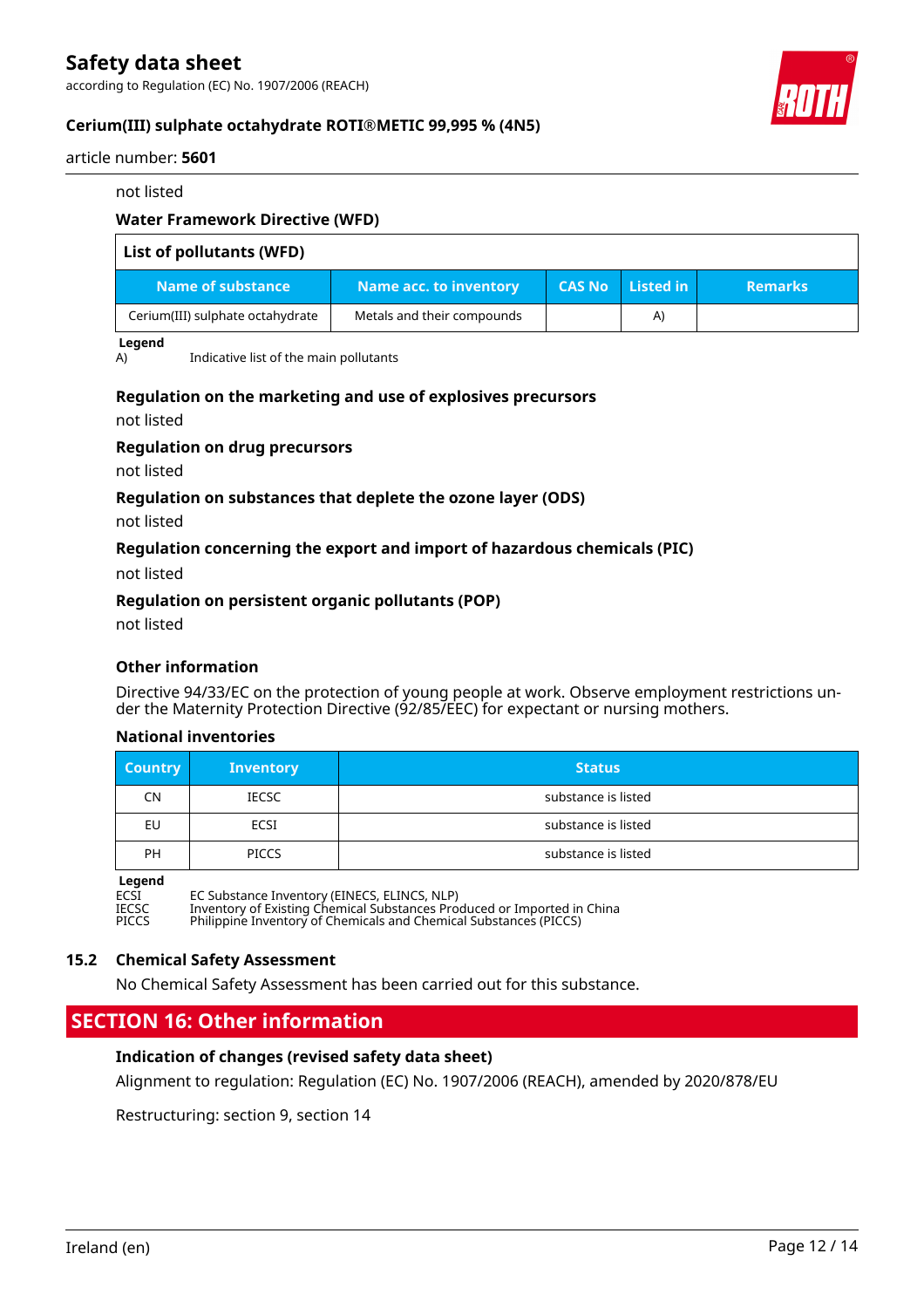not listed

**Water Framework Directive (WFD)**

| List of pollutants (WFD) | | | | |
|---|---|---|---|---|
| **Name of substance** | **Name acc. to inventory** | **CAS No** | **Listed in** | **Remarks** |
| Cerium(III) sulphate octahydrate | Metals and their compounds | | A) | |

**Legend**

A) Indicative list of the main pollutants

**Regulation on the marketing and use of explosives precursors**

not listed

**Regulation on drug precursors**

not listed

**Regulation on substances that deplete the ozone layer (ODS)**

not listed

**Regulation concerning the export and import of hazardous chemicals (PIC)**

not listed

**Regulation on persistent organic pollutants (POP)**

not listed

**Other information**

Directive 94/33/EC on the protection of young people at work. Observe employment restrictions under the Maternity Protection Directive (92/85/EEC) for expectant or nursing mothers.

**National inventories**

| Country | Inventory | Status |
|---|---|---|
| CN | IECSC | substance is listed |
| EU | ECSI | substance is listed |
| PH | PICCS | substance is listed |

**Legend**

ECSI EC Substance Inventory (EINECS, ELINCS, NLP)
IECSC Inventory of Existing Chemical Substances Produced or Imported in China
PICCS Philippine Inventory of Chemicals and Chemical Substances (PICCS)

### 15.2 Chemical Safety Assessment

No Chemical Safety Assessment has been carried out for this substance.

## SECTION 16: Other information

**Indication of changes (revised safety data sheet)**

Alignment to regulation: Regulation (EC) No. 1907/2006 (REACH), amended by 2020/878/EU

Restructuring: section 9, section 14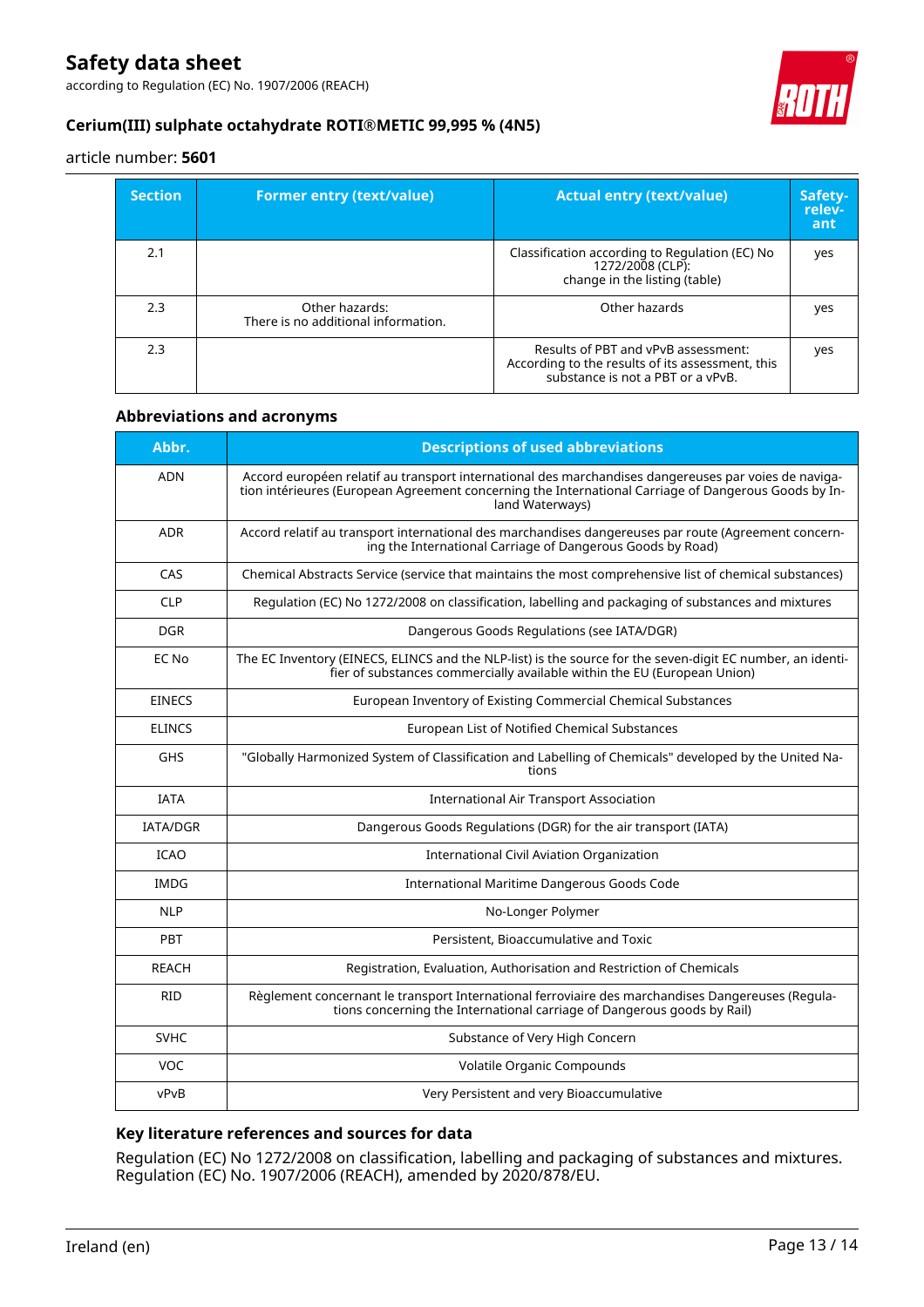| Section | Former entry (text/value) | Actual entry (text/value) | Safety-relevant |
|---|---|---|---|
| 2.1 | | Classification according to Regulation (EC) No 1272/2008 (CLP): change in the listing (table) | yes |
| 2.3 | Other hazards: There is no additional information. | Other hazards | yes |
| 2.3 | | Results of PBT and vPvB assessment: According to the results of its assessment, this substance is not a PBT or a vPvB. | yes |

### Abbreviations and acronyms

| Abbr. | Descriptions of used abbreviations |
|---|---|
| ADN | Accord européen relatif au transport international des marchandises dangereuses par voies de navigation intérieures (European Agreement concerning the International Carriage of Dangerous Goods by Inland Waterways) |
| ADR | Accord relatif au transport international des marchandises dangereuses par route (Agreement concerning the International Carriage of Dangerous Goods by Road) |
| CAS | Chemical Abstracts Service (service that maintains the most comprehensive list of chemical substances) |
| CLP | Regulation (EC) No 1272/2008 on classification, labelling and packaging of substances and mixtures |
| DGR | Dangerous Goods Regulations (see IATA/DGR) |
| EC No | The EC Inventory (EINECS, ELINCS and the NLP-list) is the source for the seven-digit EC number, an identifier of substances commercially available within the EU (European Union) |
| EINECS | European Inventory of Existing Commercial Chemical Substances |
| ELINCS | European List of Notified Chemical Substances |
| GHS | "Globally Harmonized System of Classification and Labelling of Chemicals" developed by the United Nations |
| IATA | International Air Transport Association |
| IATA/DGR | Dangerous Goods Regulations (DGR) for the air transport (IATA) |
| ICAO | International Civil Aviation Organization |
| IMDG | International Maritime Dangerous Goods Code |
| NLP | No-Longer Polymer |
| PBT | Persistent, Bioaccumulative and Toxic |
| REACH | Registration, Evaluation, Authorisation and Restriction of Chemicals |
| RID | Règlement concernant le transport International ferroviaire des marchandises Dangereuses (Regulations concerning the International carriage of Dangerous goods by Rail) |
| SVHC | Substance of Very High Concern |
| VOC | Volatile Organic Compounds |
| vPvB | Very Persistent and very Bioaccumulative |

### Key literature references and sources for data

Regulation (EC) No 1272/2008 on classification, labelling and packaging of substances and mixtures. Regulation (EC) No. 1907/2006 (REACH), amended by 2020/878/EU.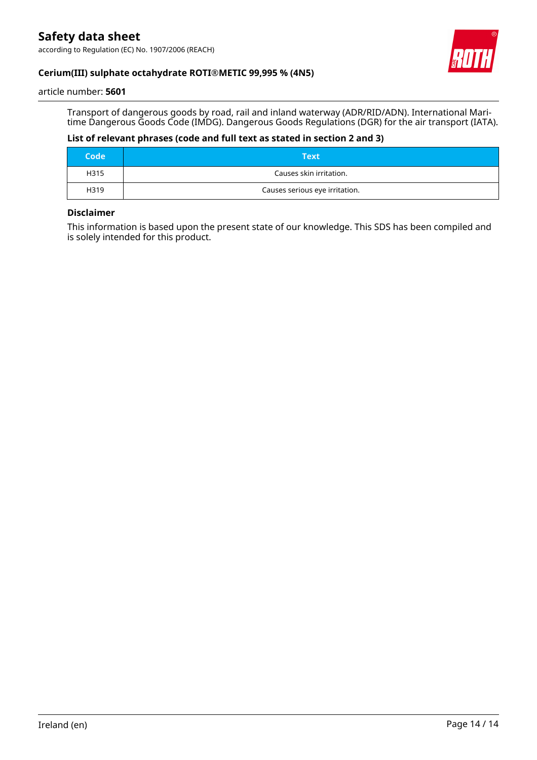Transport of dangerous goods by road, rail and inland waterway (ADR/RID/ADN). International Maritime Dangerous Goods Code (IMDG). Dangerous Goods Regulations (DGR) for the air transport (IATA).

### List of relevant phrases (code and full text as stated in section 2 and 3)

| Code | Text |
|---|---|
| H315 | Causes skin irritation. |
| H319 | Causes serious eye irritation. |

### Disclaimer

This information is based upon the present state of our knowledge. This SDS has been compiled and is solely intended for this product.